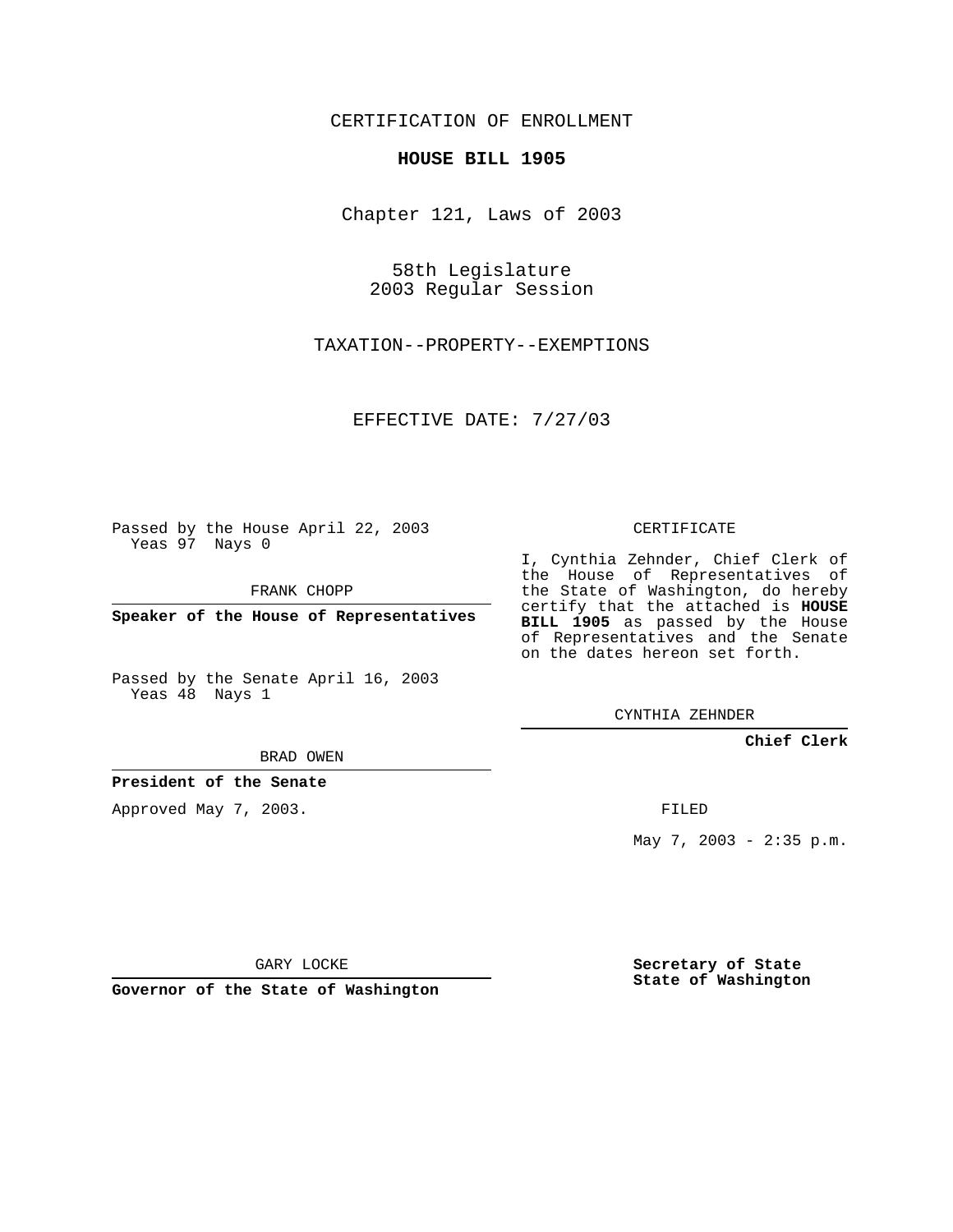CERTIFICATION OF ENROLLMENT

**HOUSE BILL 1905**

Chapter 121, Laws of 2003

58th Legislature
2003 Regular Session

TAXATION--PROPERTY--EXEMPTIONS

EFFECTIVE DATE: 7/27/03

Passed by the House April 22, 2003
Yeas 97 Nays 0

FRANK CHOPP

**Speaker of the House of Representatives**

Passed by the Senate April 16, 2003
Yeas 48 Nays 1

BRAD OWEN

**President of the Senate**

Approved May 7, 2003.

GARY LOCKE

**Governor of the State of Washington**

CERTIFICATE

I, Cynthia Zehnder, Chief Clerk of the House of Representatives of the State of Washington, do hereby certify that the attached is **HOUSE BILL 1905** as passed by the House of Representatives and the Senate on the dates hereon set forth.

CYNTHIA ZEHNDER

**Chief Clerk**

FILED

May 7, 2003 - 2:35 p.m.

**Secretary of State**
**State of Washington**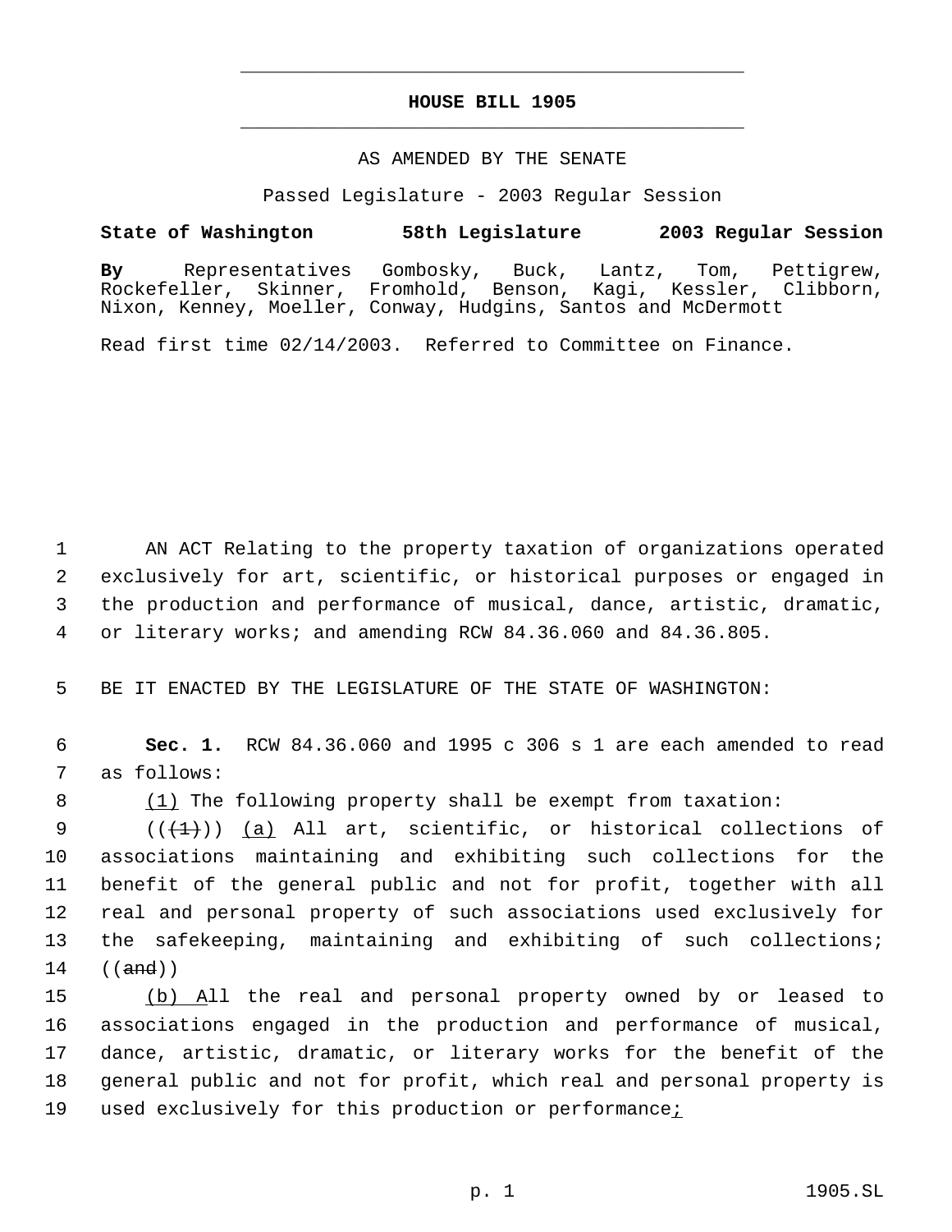# HOUSE BILL 1905

AS AMENDED BY THE SENATE

Passed Legislature - 2003 Regular Session

**State of Washington 58th Legislature 2003 Regular Session**

**By** Representatives Gombosky, Buck, Lantz, Tom, Pettigrew, Rockefeller, Skinner, Fromhold, Benson, Kagi, Kessler, Clibborn, Nixon, Kenney, Moeller, Conway, Hudgins, Santos and McDermott

Read first time 02/14/2003. Referred to Committee on Finance.

1 AN ACT Relating to the property taxation of organizations operated
2 exclusively for art, scientific, or historical purposes or engaged in
3 the production and performance of musical, dance, artistic, dramatic,
4 or literary works; and amending RCW 84.36.060 and 84.36.805.

5 BE IT ENACTED BY THE LEGISLATURE OF THE STATE OF WASHINGTON:

6 **Sec. 1.** RCW 84.36.060 and 1995 c 306 s 1 are each amended to read
7 as follows:

8 (1) The following property shall be exempt from taxation:

9 ((~~(1)~~)) (a) All art, scientific, or historical collections of
10 associations maintaining and exhibiting such collections for the
11 benefit of the general public and not for profit, together with all
12 real and personal property of such associations used exclusively for
13 the safekeeping, maintaining and exhibiting of such collections;
14 ((~~and~~))

15 (b) All the real and personal property owned by or leased to
16 associations engaged in the production and performance of musical,
17 dance, artistic, dramatic, or literary works for the benefit of the
18 general public and not for profit, which real and personal property is
19 used exclusively for this production or performance;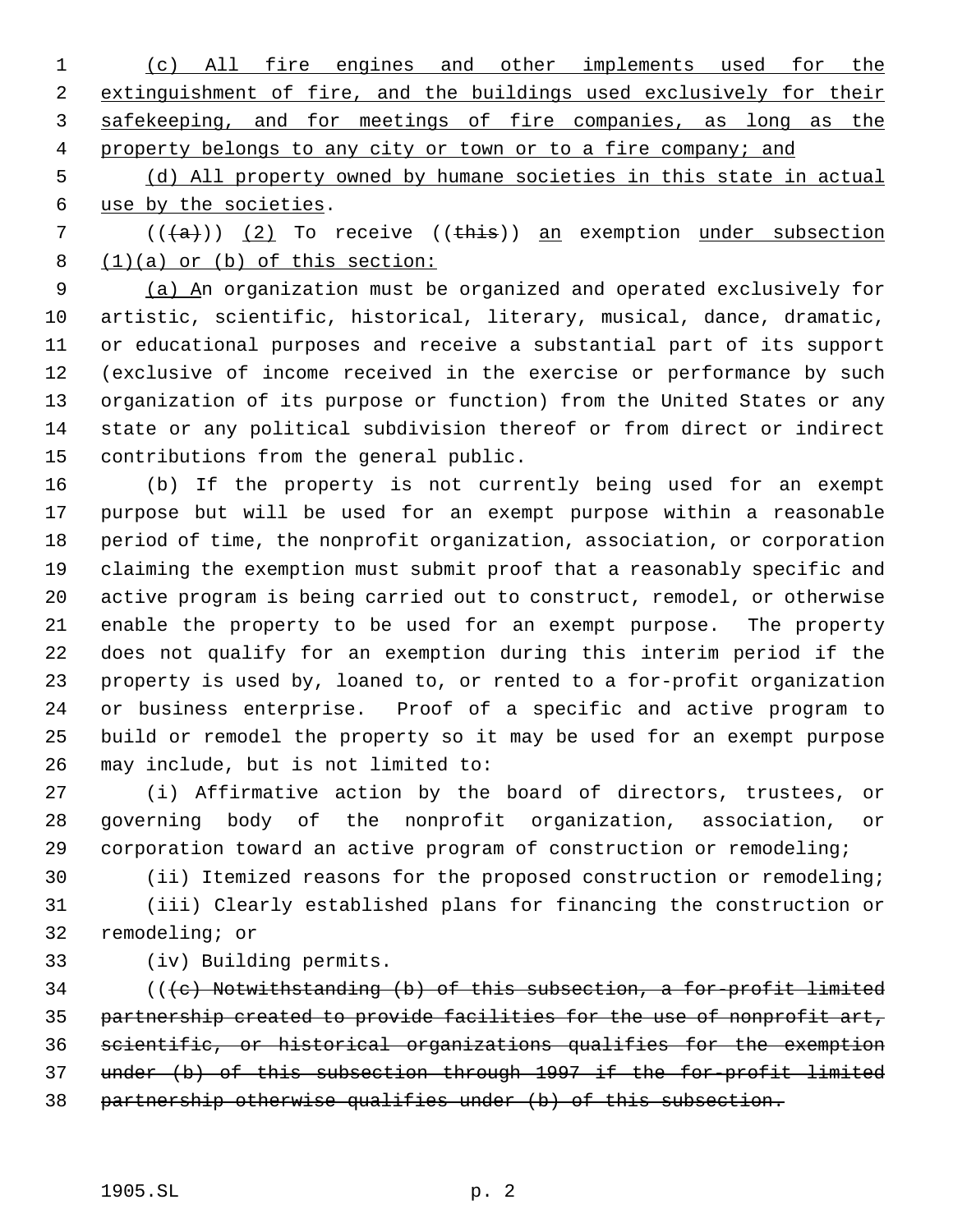(c) All fire engines and other implements used for the extinguishment of fire, and the buildings used exclusively for their safekeeping, and for meetings of fire companies, as long as the property belongs to any city or town or to a fire company; and

(d) All property owned by humane societies in this state in actual use by the societies.

(((a))) (2) To receive ((this)) an exemption under subsection (1)(a) or (b) of this section:

(a) An organization must be organized and operated exclusively for artistic, scientific, historical, literary, musical, dance, dramatic, or educational purposes and receive a substantial part of its support (exclusive of income received in the exercise or performance by such organization of its purpose or function) from the United States or any state or any political subdivision thereof or from direct or indirect contributions from the general public.

(b) If the property is not currently being used for an exempt purpose but will be used for an exempt purpose within a reasonable period of time, the nonprofit organization, association, or corporation claiming the exemption must submit proof that a reasonably specific and active program is being carried out to construct, remodel, or otherwise enable the property to be used for an exempt purpose. The property does not qualify for an exemption during this interim period if the property is used by, loaned to, or rented to a for-profit organization or business enterprise. Proof of a specific and active program to build or remodel the property so it may be used for an exempt purpose may include, but is not limited to:

(i) Affirmative action by the board of directors, trustees, or governing body of the nonprofit organization, association, or corporation toward an active program of construction or remodeling;

(ii) Itemized reasons for the proposed construction or remodeling;

(iii) Clearly established plans for financing the construction or remodeling; or

(iv) Building permits.

(((c) Notwithstanding (b) of this subsection, a for-profit limited partnership created to provide facilities for the use of nonprofit art, scientific, or historical organizations qualifies for the exemption under (b) of this subsection through 1997 if the for-profit limited partnership otherwise qualifies under (b) of this subsection.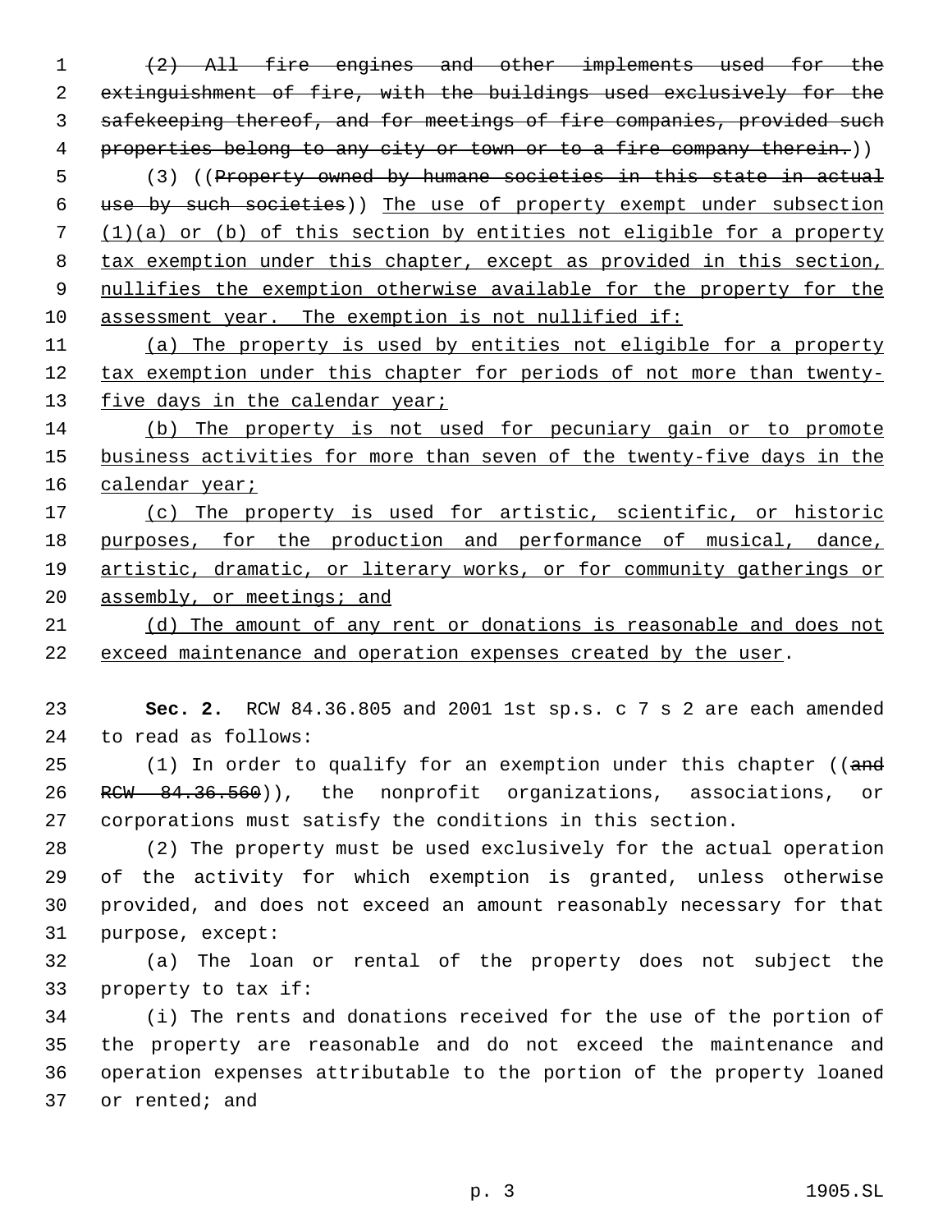~~(2) All fire engines and other implements used for the extinguishment of fire, with the buildings used exclusively for the safekeeping thereof, and for meetings of fire companies, provided such properties belong to any city or town or to a fire company therein.~~))

(3) ((~~Property owned by humane societies in this state in actual use by such societies~~)) <u>The use of property exempt under subsection (1)(a) or (b) of this section by entities not eligible for a property tax exemption under this chapter, except as provided in this section, nullifies the exemption otherwise available for the property for the assessment year. The exemption is not nullified if:</u>

<u>(a) The property is used by entities not eligible for a property tax exemption under this chapter for periods of not more than twenty-five days in the calendar year;</u>

<u>(b) The property is not used for pecuniary gain or to promote business activities for more than seven of the twenty-five days in the calendar year;</u>

<u>(c) The property is used for artistic, scientific, or historic purposes, for the production and performance of musical, dance, artistic, dramatic, or literary works, or for community gatherings or assembly, or meetings; and</u>

<u>(d) The amount of any rent or donations is reasonable and does not exceed maintenance and operation expenses created by the user</u>.

**Sec. 2.** RCW 84.36.805 and 2001 1st sp.s. c 7 s 2 are each amended to read as follows:

(1) In order to qualify for an exemption under this chapter ((~~and RCW 84.36.560~~)), the nonprofit organizations, associations, or corporations must satisfy the conditions in this section.

(2) The property must be used exclusively for the actual operation of the activity for which exemption is granted, unless otherwise provided, and does not exceed an amount reasonably necessary for that purpose, except:

(a) The loan or rental of the property does not subject the property to tax if:

(i) The rents and donations received for the use of the portion of the property are reasonable and do not exceed the maintenance and operation expenses attributable to the portion of the property loaned or rented; and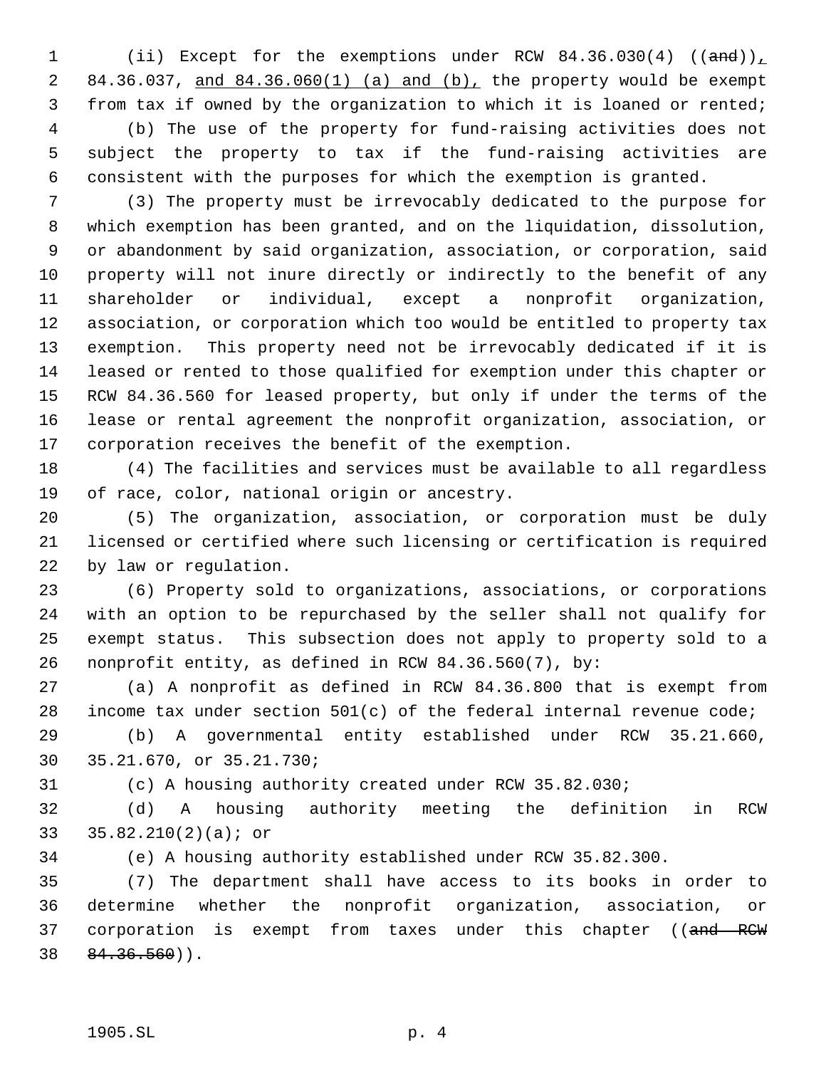(ii) Except for the exemptions under RCW 84.36.030(4) ((~~and~~)), 84.36.037, and 84.36.060(1) (a) and (b), the property would be exempt from tax if owned by the organization to which it is loaned or rented;

(b) The use of the property for fund-raising activities does not subject the property to tax if the fund-raising activities are consistent with the purposes for which the exemption is granted.

(3) The property must be irrevocably dedicated to the purpose for which exemption has been granted, and on the liquidation, dissolution, or abandonment by said organization, association, or corporation, said property will not inure directly or indirectly to the benefit of any shareholder or individual, except a nonprofit organization, association, or corporation which too would be entitled to property tax exemption. This property need not be irrevocably dedicated if it is leased or rented to those qualified for exemption under this chapter or RCW 84.36.560 for leased property, but only if under the terms of the lease or rental agreement the nonprofit organization, association, or corporation receives the benefit of the exemption.

(4) The facilities and services must be available to all regardless of race, color, national origin or ancestry.

(5) The organization, association, or corporation must be duly licensed or certified where such licensing or certification is required by law or regulation.

(6) Property sold to organizations, associations, or corporations with an option to be repurchased by the seller shall not qualify for exempt status. This subsection does not apply to property sold to a nonprofit entity, as defined in RCW 84.36.560(7), by:

(a) A nonprofit as defined in RCW 84.36.800 that is exempt from income tax under section 501(c) of the federal internal revenue code;

(b) A governmental entity established under RCW 35.21.660, 35.21.670, or 35.21.730;

(c) A housing authority created under RCW 35.82.030;

(d) A housing authority meeting the definition in RCW 35.82.210(2)(a); or

(e) A housing authority established under RCW 35.82.300.

(7) The department shall have access to its books in order to determine whether the nonprofit organization, association, or corporation is exempt from taxes under this chapter ((~~and RCW 84.36.560~~)).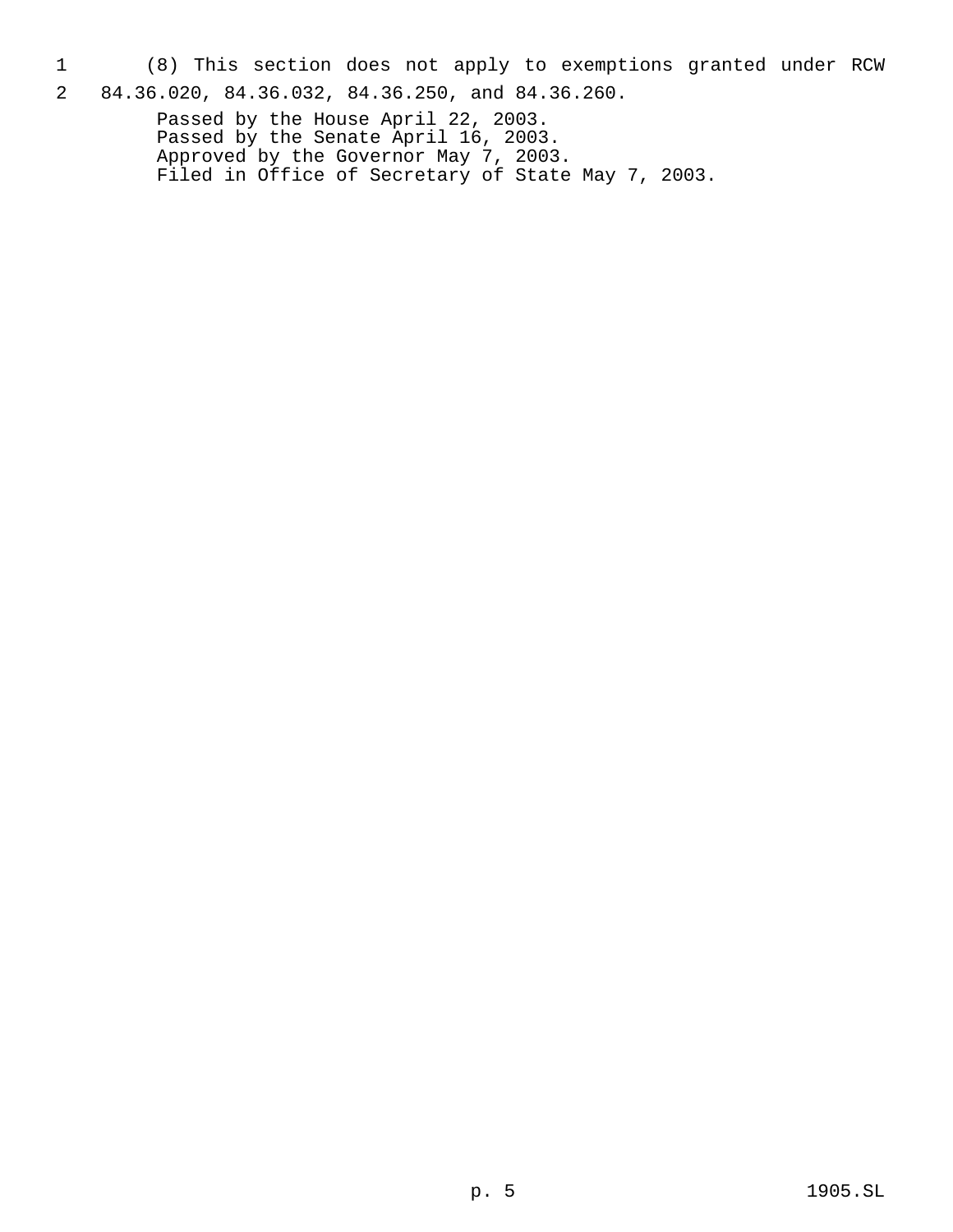(8) This section does not apply to exemptions granted under RCW 84.36.020, 84.36.032, 84.36.250, and 84.36.260.

Passed by the House April 22, 2003.
Passed by the Senate April 16, 2003.
Approved by the Governor May 7, 2003.
Filed in Office of Secretary of State May 7, 2003.